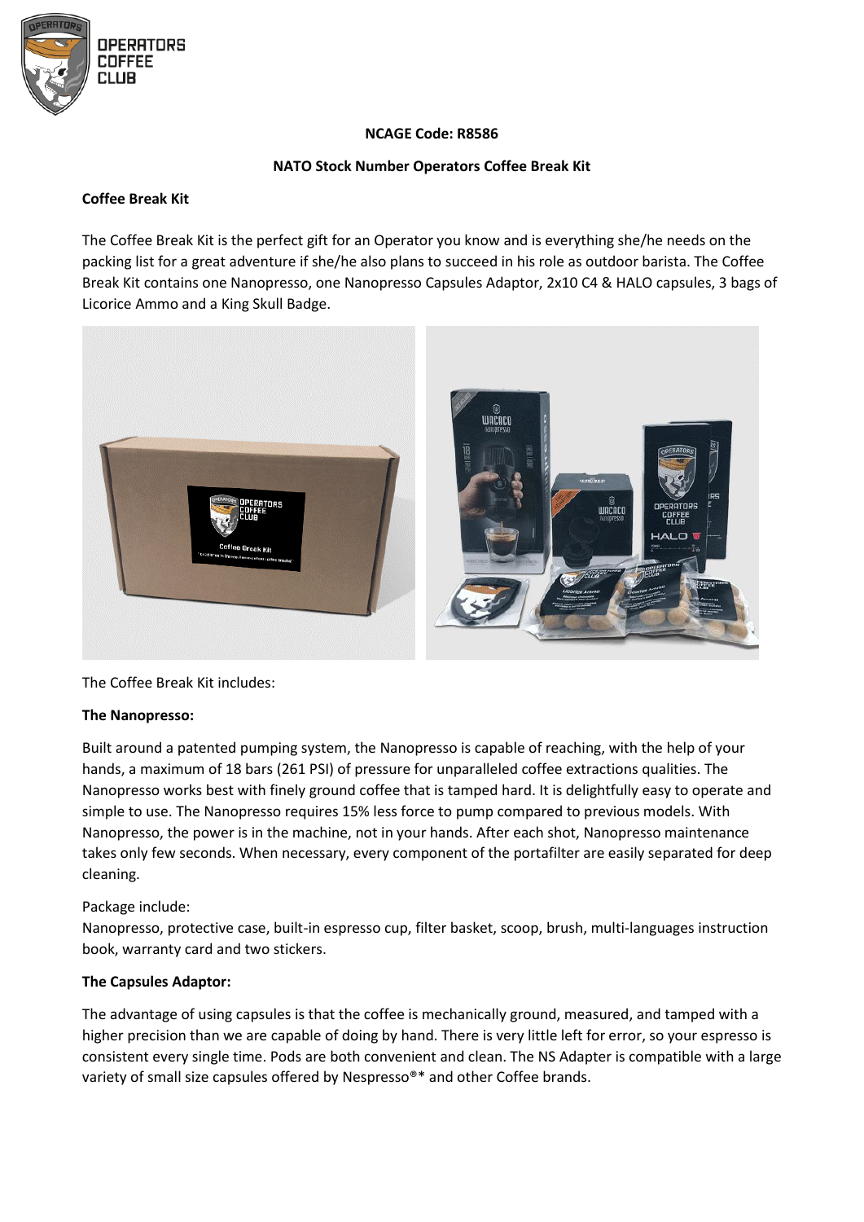OPERATORS COFFEE CLUB

**NCAGE Code: R8586**

**NATO Stock Number Operators Coffee Break Kit**

**Coffee Break Kit**

The Coffee Break Kit is the perfect gift for an Operator you know and is everything she/he needs on the packing list for a great adventure if she/he also plans to succeed in his role as outdoor barista. The Coffee Break Kit contains one Nanopresso, one Nanopresso Capsules Adaptor, 2x10 C4 & HALO capsules, 3 bags of Licorice Ammo and a King Skull Badge.

The Coffee Break Kit includes:

**The Nanopresso:**

Built around a patented pumping system, the Nanopresso is capable of reaching, with the help of your hands, a maximum of 18 bars (261 PSI) of pressure for unparalleled coffee extractions qualities. The Nanopresso works best with finely ground coffee that is tamped hard. It is delightfully easy to operate and simple to use. The Nanopresso requires 15% less force to pump compared to previous models. With Nanopresso, the power is in the machine, not in your hands. After each shot, Nanopresso maintenance takes only few seconds. When necessary, every component of the portafilter are easily separated for deep cleaning.

Package include:
Nanopresso, protective case, built-in espresso cup, filter basket, scoop, brush, multi-languages instruction book, warranty card and two stickers.

**The Capsules Adaptor:**

The advantage of using capsules is that the coffee is mechanically ground, measured, and tamped with a higher precision than we are capable of doing by hand. There is very little left for error, so your espresso is consistent every single time. Pods are both convenient and clean. The NS Adapter is compatible with a large variety of small size capsules offered by Nespresso®* and other Coffee brands.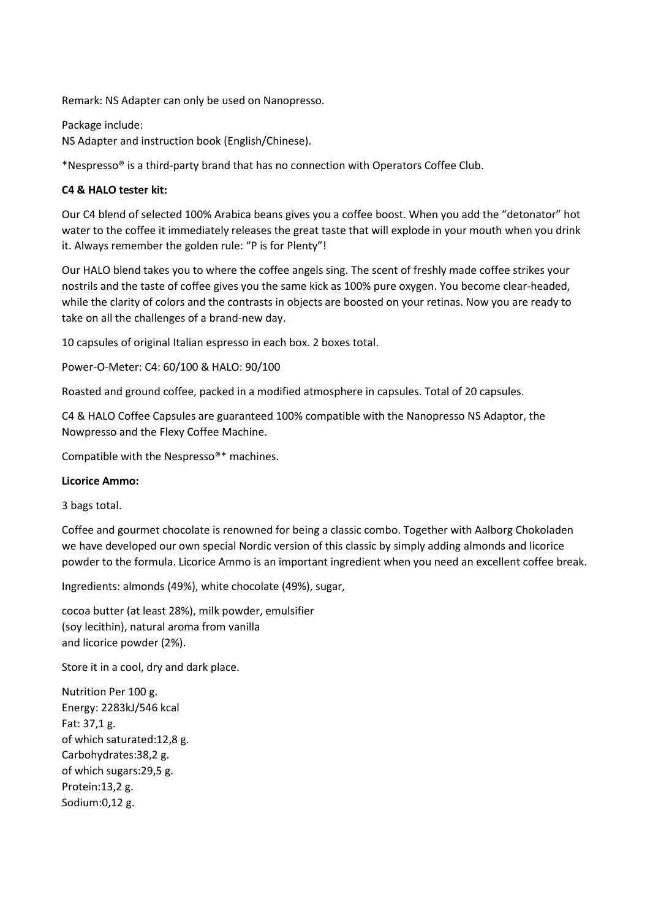Remark: NS Adapter can only be used on Nanopresso.

Package include:
NS Adapter and instruction book (English/Chinese).

*Nespresso® is a third-party brand that has no connection with Operators Coffee Club.

**C4 & HALO tester kit:**

Our C4 blend of selected 100% Arabica beans gives you a coffee boost. When you add the "detonator" hot water to the coffee it immediately releases the great taste that will explode in your mouth when you drink it. Always remember the golden rule: "P is for Plenty"!

Our HALO blend takes you to where the coffee angels sing. The scent of freshly made coffee strikes your nostrils and the taste of coffee gives you the same kick as 100% pure oxygen. You become clear-headed, while the clarity of colors and the contrasts in objects are boosted on your retinas. Now you are ready to take on all the challenges of a brand-new day.

10 capsules of original Italian espresso in each box. 2 boxes total.

Power-O-Meter: C4: 60/100 & HALO: 90/100

Roasted and ground coffee, packed in a modified atmosphere in capsules. Total of 20 capsules.

C4 & HALO Coffee Capsules are guaranteed 100% compatible with the Nanopresso NS Adaptor, the Nowpresso and the Flexy Coffee Machine.

Compatible with the Nespresso®* machines.

**Licorice Ammo:**

3 bags total.

Coffee and gourmet chocolate is renowned for being a classic combo. Together with Aalborg Chokoladen we have developed our own special Nordic version of this classic by simply adding almonds and licorice powder to the formula. Licorice Ammo is an important ingredient when you need an excellent coffee break.

Ingredients: almonds (49%), white chocolate (49%), sugar,

cocoa butter (at least 28%), milk powder, emulsifier
(soy lecithin), natural aroma from vanilla
and licorice powder (2%).

Store it in a cool, dry and dark place.

Nutrition Per 100 g.
Energy: 2283kJ/546 kcal
Fat: 37,1 g.
of which saturated:12,8 g.
Carbohydrates:38,2 g.
of which sugars:29,5 g.
Protein:13,2 g.
Sodium:0,12 g.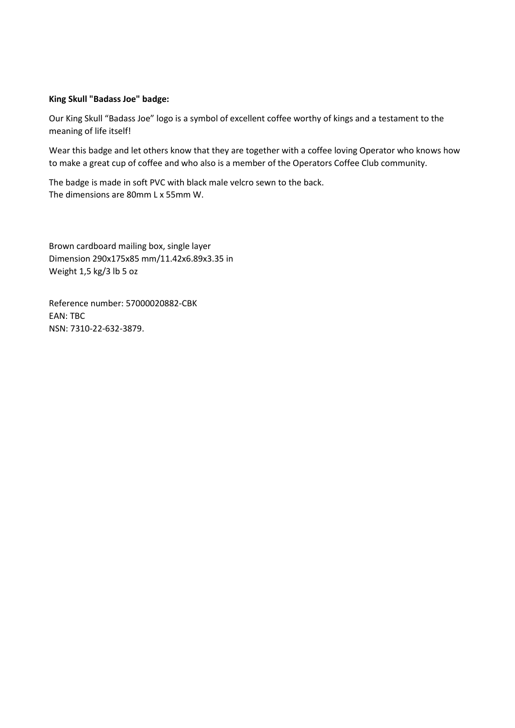**King Skull "Badass Joe" badge:**

Our King Skull “Badass Joe” logo is a symbol of excellent coffee worthy of kings and a testament to the meaning of life itself!

Wear this badge and let others know that they are together with a coffee loving Operator who knows how to make a great cup of coffee and who also is a member of the Operators Coffee Club community.

The badge is made in soft PVC with black male velcro sewn to the back.
The dimensions are 80mm L x 55mm W.

Brown cardboard mailing box, single layer
Dimension 290x175x85 mm/11.42x6.89x3.35 in
Weight 1,5 kg/3 lb 5 oz

Reference number: 57000020882-CBK
EAN: TBC
NSN: 7310-22-632-3879.